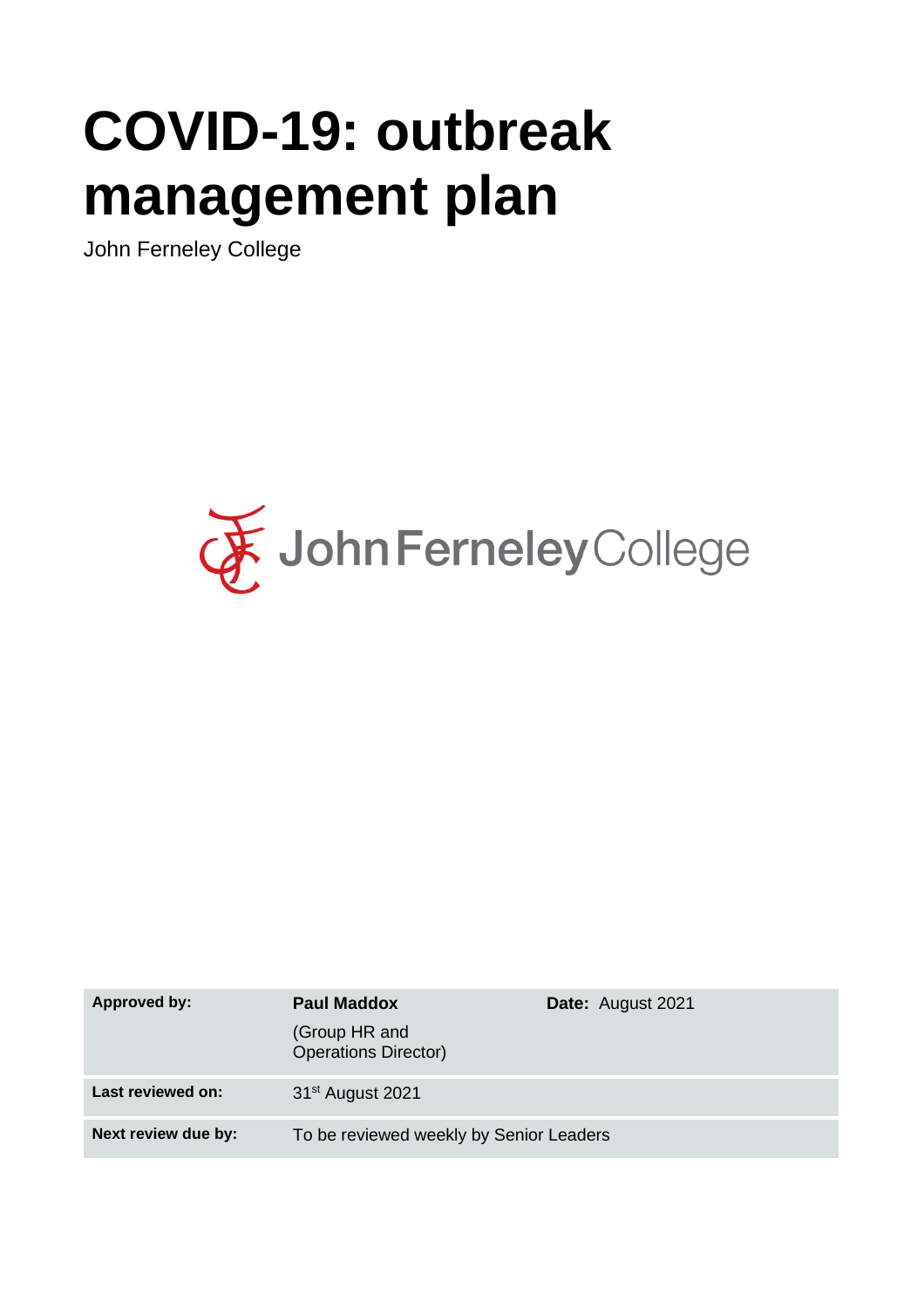# COVID-19: outbreak management plan

John Ferneley College

| Approved by: | **Paul Maddox** (Group HR and Operations Director) | **Date:** August 2021 |
|---|---|---|
| **Last reviewed on:** | 31st August 2021 | |
| **Next review due by:** | To be reviewed weekly by Senior Leaders | |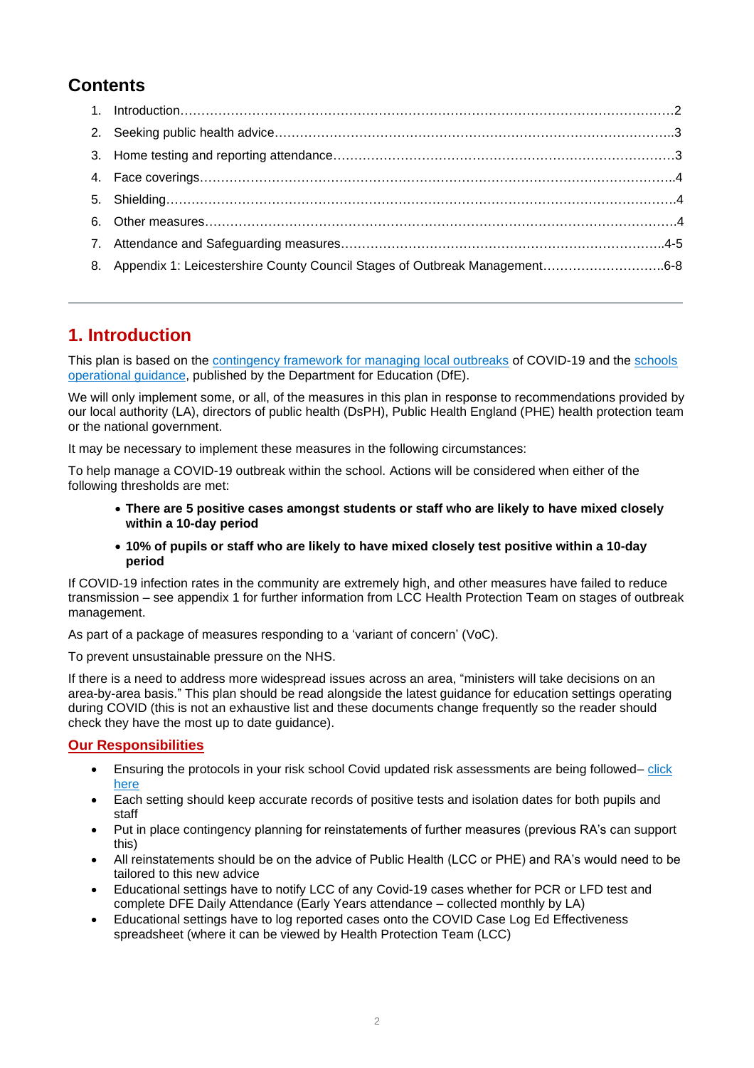## Contents

1. Introduction……………………………………………………………………………………………………2
2. Seeking public health advice……………………………………………………………………………….3
3. Home testing and reporting attendance………………………………………………………………………3
4. Face coverings……………………………………………………………………………………………….4
5. Shielding……………………………………………………………………………………………………..4
6. Other measures………………………………………………………………………………………………4
7. Attendance and Safeguarding measures……………………………………………………………….4-5
8. Appendix 1: Leicestershire County Council Stages of Outbreak Management……………………….6-8

---

# 1. Introduction

This plan is based on the contingency framework for managing local outbreaks of COVID-19 and the schools operational guidance, published by the Department for Education (DfE).

We will only implement some, or all, of the measures in this plan in response to recommendations provided by our local authority (LA), directors of public health (DsPH), Public Health England (PHE) health protection team or the national government.

It may be necessary to implement these measures in the following circumstances:

To help manage a COVID-19 outbreak within the school. Actions will be considered when either of the following thresholds are met:

- **There are 5 positive cases amongst students or staff who are likely to have mixed closely within a 10-day period**
- **10% of pupils or staff who are likely to have mixed closely test positive within a 10-day period**

If COVID-19 infection rates in the community are extremely high, and other measures have failed to reduce transmission – see appendix 1 for further information from LCC Health Protection Team on stages of outbreak management.

As part of a package of measures responding to a 'variant of concern' (VoC).

To prevent unsustainable pressure on the NHS.

If there is a need to address more widespread issues across an area, "ministers will take decisions on an area-by-area basis." This plan should be read alongside the latest guidance for education settings operating during COVID (this is not an exhaustive list and these documents change frequently so the reader should check they have the most up to date guidance).

## Our Responsibilities

- Ensuring the protocols in your risk school Covid updated risk assessments are being followed– click here
- Each setting should keep accurate records of positive tests and isolation dates for both pupils and staff
- Put in place contingency planning for reinstatements of further measures (previous RA's can support this)
- All reinstatements should be on the advice of Public Health (LCC or PHE) and RA's would need to be tailored to this new advice
- Educational settings have to notify LCC of any Covid-19 cases whether for PCR or LFD test and complete DFE Daily Attendance (Early Years attendance – collected monthly by LA)
- Educational settings have to log reported cases onto the COVID Case Log Ed Effectiveness spreadsheet (where it can be viewed by Health Protection Team (LCC)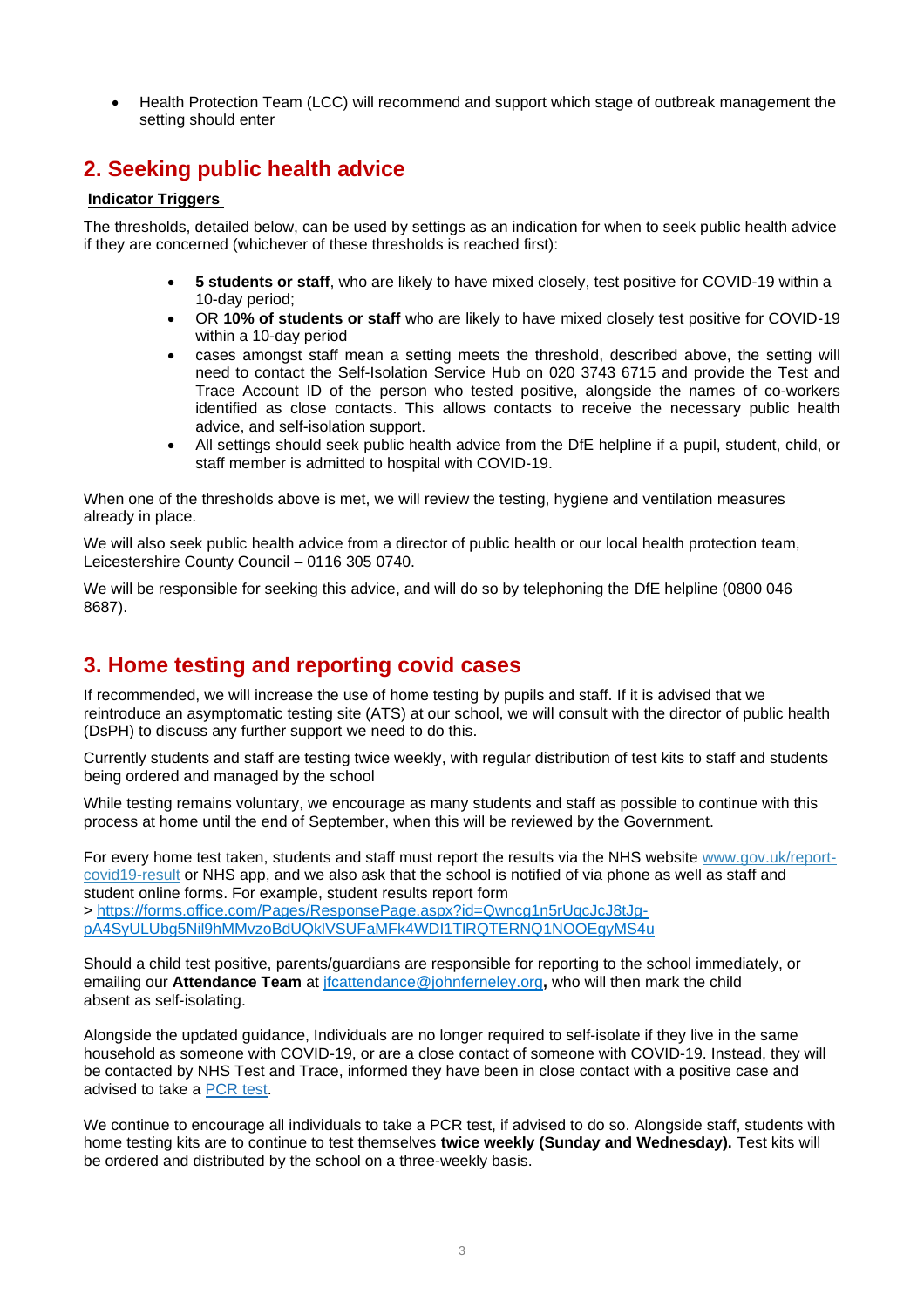- Health Protection Team (LCC) will recommend and support which stage of outbreak management the setting should enter

## 2. Seeking public health advice

**Indicator Triggers**

The thresholds, detailed below, can be used by settings as an indication for when to seek public health advice if they are concerned (whichever of these thresholds is reached first):

- **5 students or staff**, who are likely to have mixed closely, test positive for COVID-19 within a 10-day period;
- OR **10% of students or staff** who are likely to have mixed closely test positive for COVID-19 within a 10-day period
- cases amongst staff mean a setting meets the threshold, described above, the setting will need to contact the Self-Isolation Service Hub on 020 3743 6715 and provide the Test and Trace Account ID of the person who tested positive, alongside the names of co-workers identified as close contacts. This allows contacts to receive the necessary public health advice, and self-isolation support.
- All settings should seek public health advice from the DfE helpline if a pupil, student, child, or staff member is admitted to hospital with COVID-19.

When one of the thresholds above is met, we will review the testing, hygiene and ventilation measures already in place.

We will also seek public health advice from a director of public health or our local health protection team, Leicestershire County Council – 0116 305 0740.

We will be responsible for seeking this advice, and will do so by telephoning the DfE helpline (0800 046 8687).

## 3. Home testing and reporting covid cases

If recommended, we will increase the use of home testing by pupils and staff. If it is advised that we reintroduce an asymptomatic testing site (ATS) at our school, we will consult with the director of public health (DsPH) to discuss any further support we need to do this.

Currently students and staff are testing twice weekly, with regular distribution of test kits to staff and students being ordered and managed by the school

While testing remains voluntary, we encourage as many students and staff as possible to continue with this process at home until the end of September, when this will be reviewed by the Government.

For every home test taken, students and staff must report the results via the NHS website www.gov.uk/report-covid19-result or NHS app, and we also ask that the school is notified of via phone as well as staff and student online forms. For example, student results report form
> https://forms.office.com/Pages/ResponsePage.aspx?id=Qwncq1n5rUqcJcJ8tJg-pA4SyULUbg5Nil9hMMvzoBdUQklVSUFaMFk4WDI1TlRQTERNQ1NOOEgyMS4u

Should a child test positive, parents/guardians are responsible for reporting to the school immediately, or emailing our **Attendance Team** at jfcattendance@johnferneley.org**,** who will then mark the child absent as self-isolating.

Alongside the updated guidance, Individuals are no longer required to self-isolate if they live in the same household as someone with COVID-19, or are a close contact of someone with COVID-19. Instead, they will be contacted by NHS Test and Trace, informed they have been in close contact with a positive case and advised to take a PCR test.

We continue to encourage all individuals to take a PCR test, if advised to do so. Alongside staff, students with home testing kits are to continue to test themselves **twice weekly (Sunday and Wednesday).** Test kits will be ordered and distributed by the school on a three-weekly basis.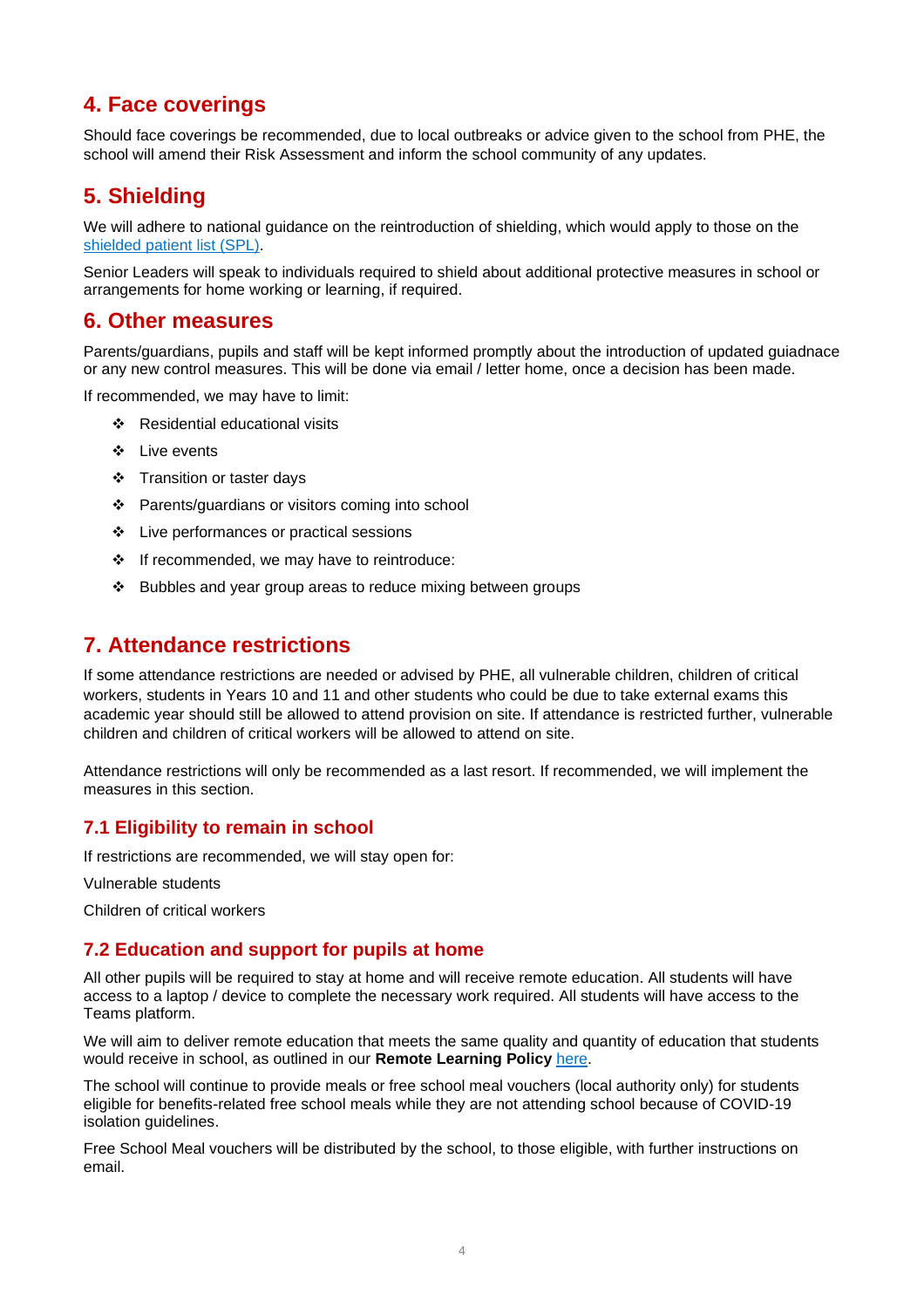## 4. Face coverings

Should face coverings be recommended, due to local outbreaks or advice given to the school from PHE, the school will amend their Risk Assessment and inform the school community of any updates.

## 5. Shielding

We will adhere to national guidance on the reintroduction of shielding, which would apply to those on the [shielded patient list (SPL)](#).

Senior Leaders will speak to individuals required to shield about additional protective measures in school or arrangements for home working or learning, if required.

## 6. Other measures

Parents/guardians, pupils and staff will be kept informed promptly about the introduction of updated guiadnace or any new control measures. This will be done via email / letter home, once a decision has been made.

If recommended, we may have to limit:

- Residential educational visits
- Live events
- Transition or taster days
- Parents/guardians or visitors coming into school
- Live performances or practical sessions
- If recommended, we may have to reintroduce:
- Bubbles and year group areas to reduce mixing between groups

## 7. Attendance restrictions

If some attendance restrictions are needed or advised by PHE, all vulnerable children, children of critical workers, students in Years 10 and 11 and other students who could be due to take external exams this academic year should still be allowed to attend provision on site. If attendance is restricted further, vulnerable children and children of critical workers will be allowed to attend on site.

Attendance restrictions will only be recommended as a last resort. If recommended, we will implement the measures in this section.

### 7.1 Eligibility to remain in school

If restrictions are recommended, we will stay open for:

Vulnerable students

Children of critical workers

### 7.2 Education and support for pupils at home

All other pupils will be required to stay at home and will receive remote education. All students will have access to a laptop / device to complete the necessary work required. All students will have access to the Teams platform.

We will aim to deliver remote education that meets the same quality and quantity of education that students would receive in school, as outlined in our **Remote Learning Policy** [here](#).

The school will continue to provide meals or free school meal vouchers (local authority only) for students eligible for benefits-related free school meals while they are not attending school because of COVID-19 isolation guidelines.

Free School Meal vouchers will be distributed by the school, to those eligible, with further instructions on email.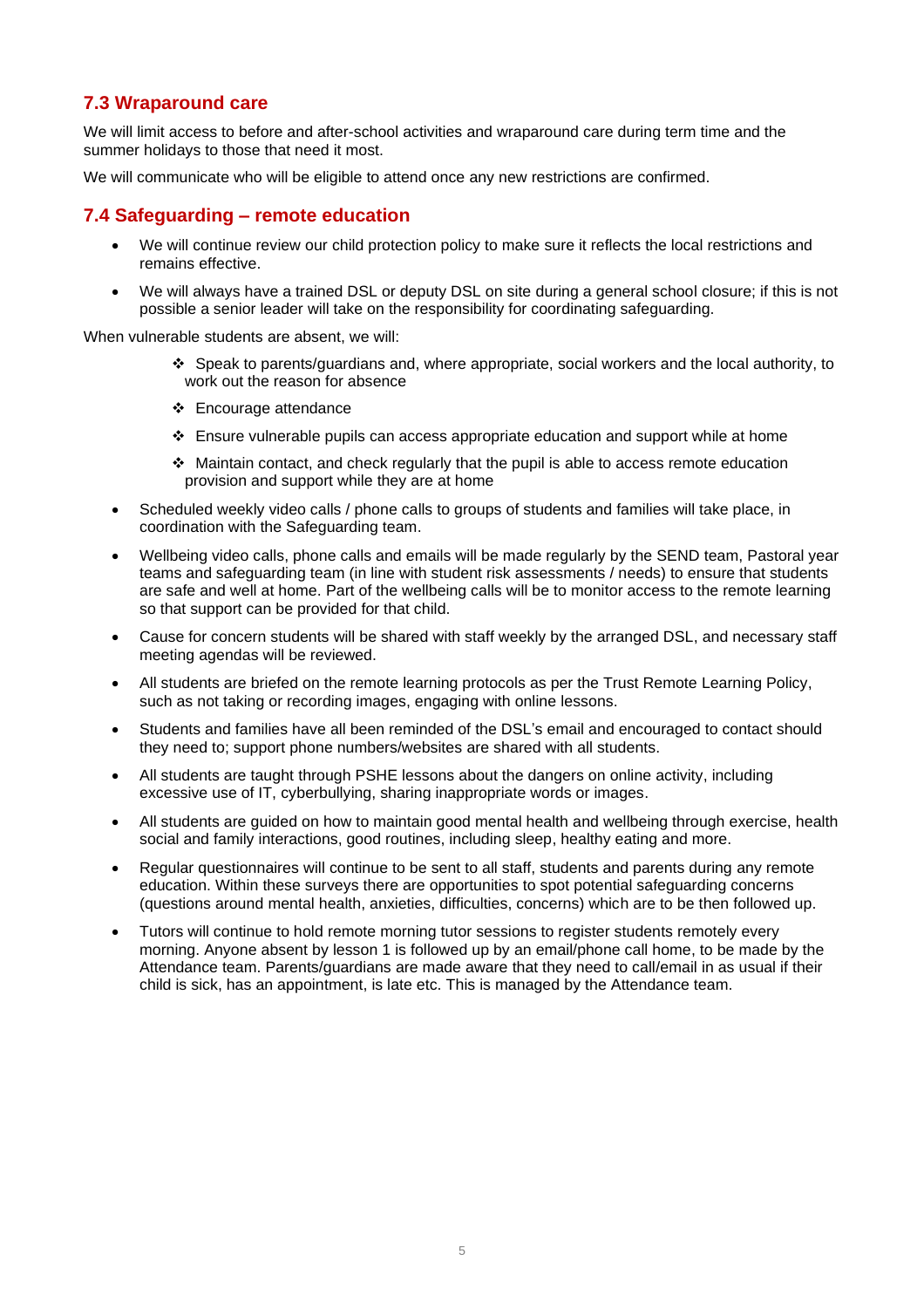## 7.3 Wraparound care

We will limit access to before and after-school activities and wraparound care during term time and the summer holidays to those that need it most.

We will communicate who will be eligible to attend once any new restrictions are confirmed.

## 7.4 Safeguarding – remote education

- We will continue review our child protection policy to make sure it reflects the local restrictions and remains effective.
- We will always have a trained DSL or deputy DSL on site during a general school closure; if this is not possible a senior leader will take on the responsibility for coordinating safeguarding.

When vulnerable students are absent, we will:

  - Speak to parents/guardians and, where appropriate, social workers and the local authority, to work out the reason for absence
  - Encourage attendance
  - Ensure vulnerable pupils can access appropriate education and support while at home
  - Maintain contact, and check regularly that the pupil is able to access remote education provision and support while they are at home

- Scheduled weekly video calls / phone calls to groups of students and families will take place, in coordination with the Safeguarding team.
- Wellbeing video calls, phone calls and emails will be made regularly by the SEND team, Pastoral year teams and safeguarding team (in line with student risk assessments / needs) to ensure that students are safe and well at home. Part of the wellbeing calls will be to monitor access to the remote learning so that support can be provided for that child.
- Cause for concern students will be shared with staff weekly by the arranged DSL, and necessary staff meeting agendas will be reviewed.
- All students are briefed on the remote learning protocols as per the Trust Remote Learning Policy, such as not taking or recording images, engaging with online lessons.
- Students and families have all been reminded of the DSL's email and encouraged to contact should they need to; support phone numbers/websites are shared with all students.
- All students are taught through PSHE lessons about the dangers on online activity, including excessive use of IT, cyberbullying, sharing inappropriate words or images.
- All students are guided on how to maintain good mental health and wellbeing through exercise, health social and family interactions, good routines, including sleep, healthy eating and more.
- Regular questionnaires will continue to be sent to all staff, students and parents during any remote education. Within these surveys there are opportunities to spot potential safeguarding concerns (questions around mental health, anxieties, difficulties, concerns) which are to be then followed up.
- Tutors will continue to hold remote morning tutor sessions to register students remotely every morning. Anyone absent by lesson 1 is followed up by an email/phone call home, to be made by the Attendance team. Parents/guardians are made aware that they need to call/email in as usual if their child is sick, has an appointment, is late etc. This is managed by the Attendance team.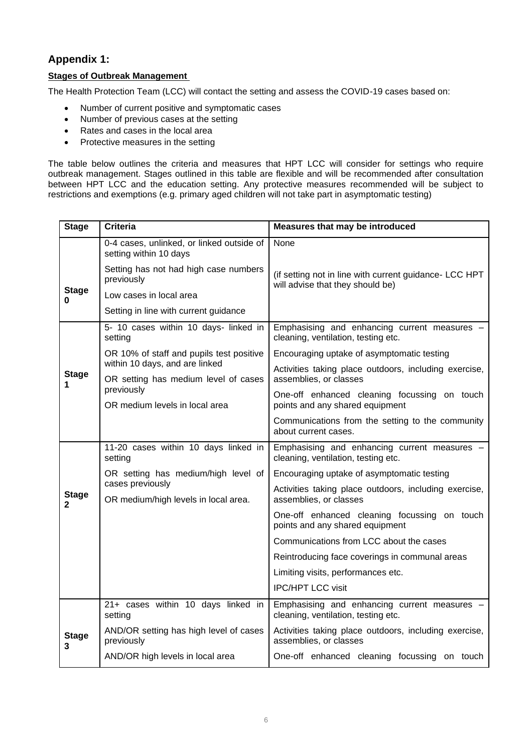## Appendix 1:

**Stages of Outbreak Management**

The Health Protection Team (LCC) will contact the setting and assess the COVID-19 cases based on:

- Number of current positive and symptomatic cases
- Number of previous cases at the setting
- Rates and cases in the local area
- Protective measures in the setting

The table below outlines the criteria and measures that HPT LCC will consider for settings who require outbreak management. Stages outlined in this table are flexible and will be recommended after consultation between HPT LCC and the education setting. Any protective measures recommended will be subject to restrictions and exemptions (e.g. primary aged children will not take part in asymptomatic testing)

| Stage | Criteria | Measures that may be introduced |
|---|---|---|
| **Stage 0** | 0-4 cases, unlinked, or linked outside of setting within 10 days<br><br>Setting has not had high case numbers previously<br><br>Low cases in local area<br><br>Setting in line with current guidance | None<br><br>(if setting not in line with current guidance- LCC HPT will advise that they should be) |
| **Stage 1** | 5- 10 cases within 10 days- linked in setting<br><br>OR 10% of staff and pupils test positive within 10 days, and are linked<br><br>OR setting has medium level of cases previously<br><br>OR medium levels in local area | Emphasising and enhancing current measures – cleaning, ventilation, testing etc.<br><br>Encouraging uptake of asymptomatic testing<br><br>Activities taking place outdoors, including exercise, assemblies, or classes<br><br>One-off enhanced cleaning focussing on touch points and any shared equipment<br><br>Communications from the setting to the community about current cases. |
| **Stage 2** | 11-20 cases within 10 days linked in setting<br><br>OR setting has medium/high level of cases previously<br><br>OR medium/high levels in local area. | Emphasising and enhancing current measures – cleaning, ventilation, testing etc.<br><br>Encouraging uptake of asymptomatic testing<br><br>Activities taking place outdoors, including exercise, assemblies, or classes<br><br>One-off enhanced cleaning focussing on touch points and any shared equipment<br><br>Communications from LCC about the cases<br><br>Reintroducing face coverings in communal areas<br><br>Limiting visits, performances etc.<br><br>IPC/HPT LCC visit |
| **Stage 3** | 21+ cases within 10 days linked in setting<br><br>AND/OR setting has high level of cases previously<br><br>AND/OR high levels in local area | Emphasising and enhancing current measures – cleaning, ventilation, testing etc.<br><br>Activities taking place outdoors, including exercise, assemblies, or classes<br><br>One-off enhanced cleaning focussing on touch |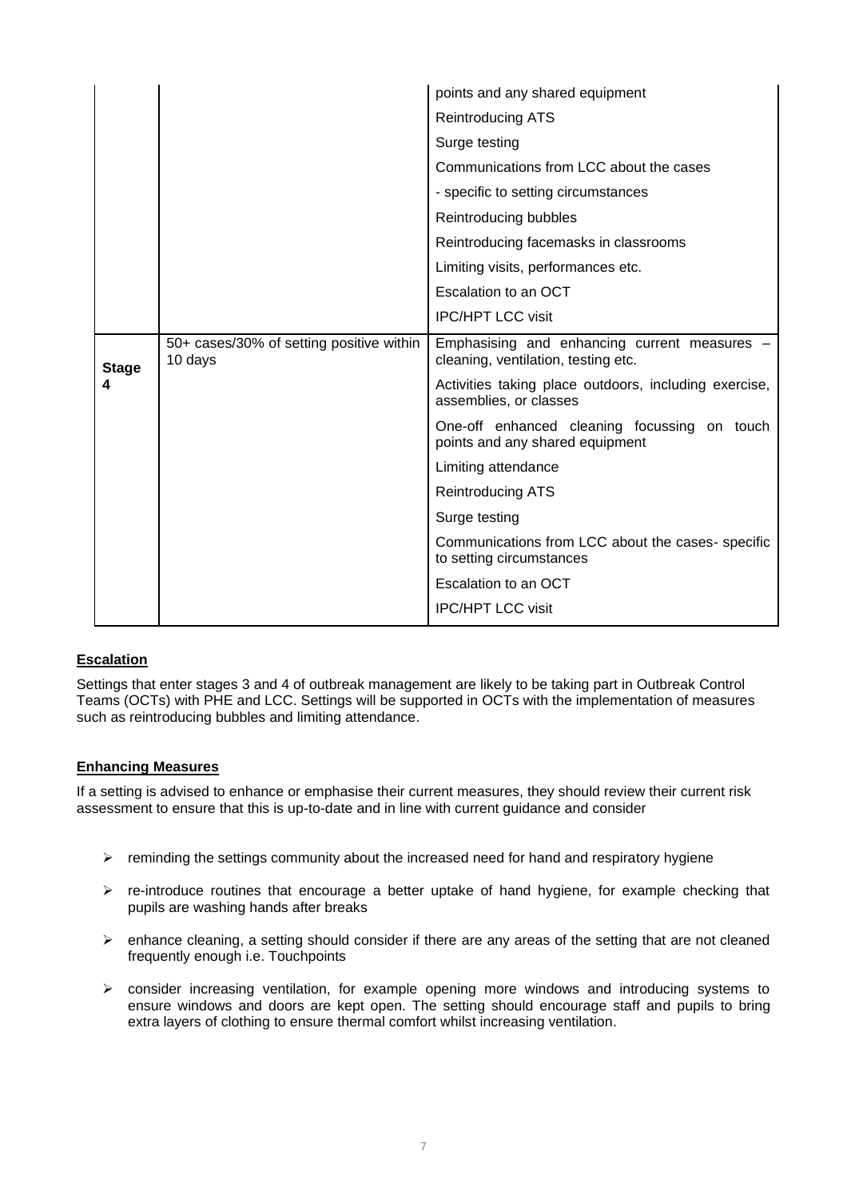| | | |
|---|---|---|
| | | points and any shared equipment |
| | | Reintroducing ATS |
| | | Surge testing |
| | | Communications from LCC about the cases |
| | | - specific to setting circumstances |
| | | Reintroducing bubbles |
| | | Reintroducing facemasks in classrooms |
| | | Limiting visits, performances etc. |
| | | Escalation to an OCT |
| | | IPC/HPT LCC visit |
| **Stage 4** | 50+ cases/30% of setting positive within 10 days | Emphasising and enhancing current measures – cleaning, ventilation, testing etc. |
| | | Activities taking place outdoors, including exercise, assemblies, or classes |
| | | One-off enhanced cleaning focussing on touch points and any shared equipment |
| | | Limiting attendance |
| | | Reintroducing ATS |
| | | Surge testing |
| | | Communications from LCC about the cases- specific to setting circumstances |
| | | Escalation to an OCT |
| | | IPC/HPT LCC visit |

**Escalation**

Settings that enter stages 3 and 4 of outbreak management are likely to be taking part in Outbreak Control Teams (OCTs) with PHE and LCC. Settings will be supported in OCTs with the implementation of measures such as reintroducing bubbles and limiting attendance.

**Enhancing Measures**

If a setting is advised to enhance or emphasise their current measures, they should review their current risk assessment to ensure that this is up-to-date and in line with current guidance and consider

- reminding the settings community about the increased need for hand and respiratory hygiene
- re-introduce routines that encourage a better uptake of hand hygiene, for example checking that pupils are washing hands after breaks
- enhance cleaning, a setting should consider if there are any areas of the setting that are not cleaned frequently enough i.e. Touchpoints
- consider increasing ventilation, for example opening more windows and introducing systems to ensure windows and doors are kept open. The setting should encourage staff and pupils to bring extra layers of clothing to ensure thermal comfort whilst increasing ventilation.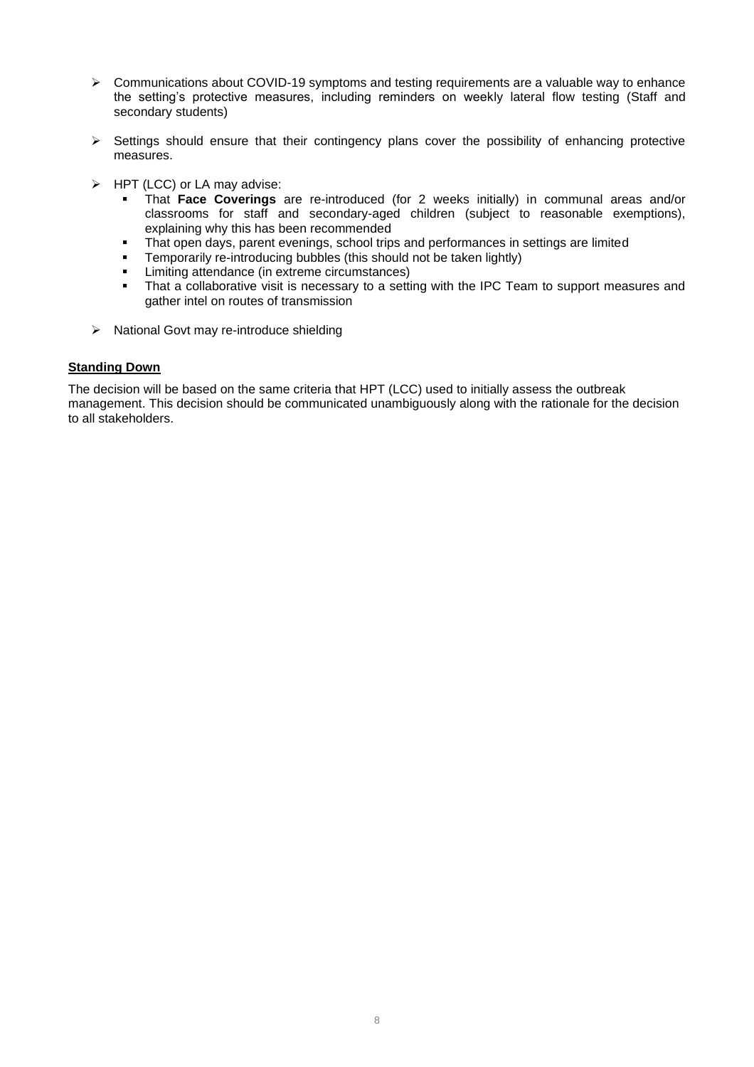- Communications about COVID-19 symptoms and testing requirements are a valuable way to enhance the setting's protective measures, including reminders on weekly lateral flow testing (Staff and secondary students)

- Settings should ensure that their contingency plans cover the possibility of enhancing protective measures.

- HPT (LCC) or LA may advise:
  - That **Face Coverings** are re-introduced (for 2 weeks initially) in communal areas and/or classrooms for staff and secondary-aged children (subject to reasonable exemptions), explaining why this has been recommended
  - That open days, parent evenings, school trips and performances in settings are limited
  - Temporarily re-introducing bubbles (this should not be taken lightly)
  - Limiting attendance (in extreme circumstances)
  - That a collaborative visit is necessary to a setting with the IPC Team to support measures and gather intel on routes of transmission

- National Govt may re-introduce shielding

**Standing Down**

The decision will be based on the same criteria that HPT (LCC) used to initially assess the outbreak management. This decision should be communicated unambiguously along with the rationale for the decision to all stakeholders.